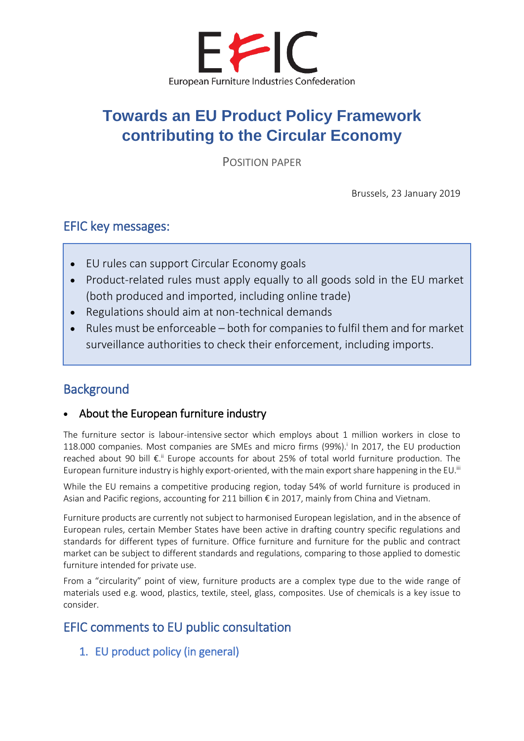EFIC

European Furniture Industries Confederation

# Towards an EU Product Policy Framework contributing to the Circular Economy

POSITION PAPER

Brussels, 23 January 2019

## EFIC key messages:

- EU rules can support Circular Economy goals
- Product-related rules must apply equally to all goods sold in the EU market (both produced and imported, including online trade)
- Regulations should aim at non-technical demands
- Rules must be enforceable – both for companies to fulfil them and for market surveillance authorities to check their enforcement, including imports.

## Background

- ### About the European furniture industry

The furniture sector is labour-intensive sector which employs about 1 million workers in close to 118.000 companies. Most companies are SMEs and micro firms (99%).[i] In 2017, the EU production reached about 90 bill €.[ii] Europe accounts for about 25% of total world furniture production. The European furniture industry is highly export-oriented, with the main export share happening in the EU.[iii]

While the EU remains a competitive producing region, today 54% of world furniture is produced in Asian and Pacific regions, accounting for 211 billion € in 2017, mainly from China and Vietnam.

Furniture products are currently not subject to harmonised European legislation, and in the absence of European rules, certain Member States have been active in drafting country specific regulations and standards for different types of furniture. Office furniture and furniture for the public and contract market can be subject to different standards and regulations, comparing to those applied to domestic furniture intended for private use.

From a "circularity" point of view, furniture products are a complex type due to the wide range of materials used e.g. wood, plastics, textile, steel, glass, composites. Use of chemicals is a key issue to consider.

## EFIC comments to EU public consultation

### 1. EU product policy (in general)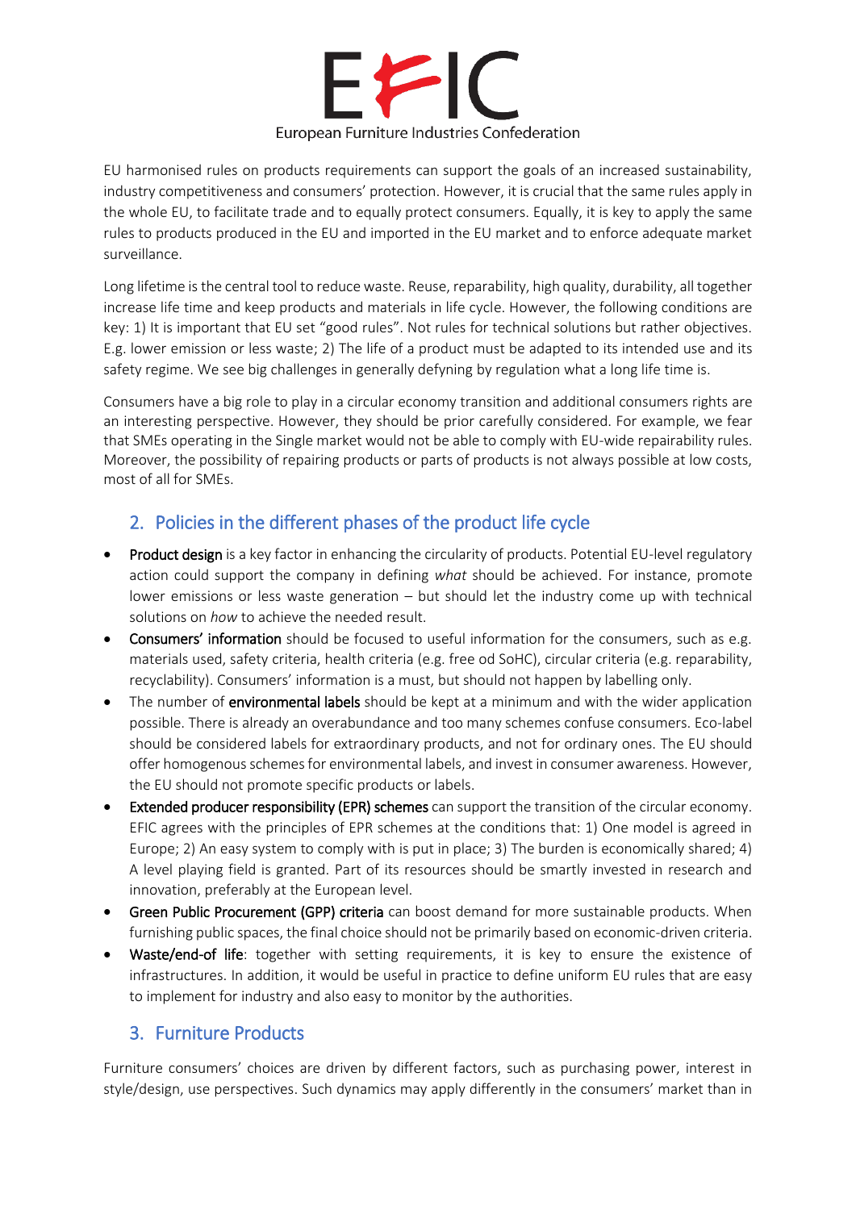EU harmonised rules on products requirements can support the goals of an increased sustainability, industry competitiveness and consumers' protection. However, it is crucial that the same rules apply in the whole EU, to facilitate trade and to equally protect consumers. Equally, it is key to apply the same rules to products produced in the EU and imported in the EU market and to enforce adequate market surveillance.

Long lifetime is the central tool to reduce waste. Reuse, reparability, high quality, durability, all together increase life time and keep products and materials in life cycle. However, the following conditions are key: 1) It is important that EU set "good rules". Not rules for technical solutions but rather objectives. E.g. lower emission or less waste; 2) The life of a product must be adapted to its intended use and its safety regime. We see big challenges in generally defyning by regulation what a long life time is.

Consumers have a big role to play in a circular economy transition and additional consumers rights are an interesting perspective. However, they should be prior carefully considered. For example, we fear that SMEs operating in the Single market would not be able to comply with EU-wide repairability rules. Moreover, the possibility of repairing products or parts of products is not always possible at low costs, most of all for SMEs.

## 2. Policies in the different phases of the product life cycle

- **Product design** is a key factor in enhancing the circularity of products. Potential EU-level regulatory action could support the company in defining *what* should be achieved. For instance, promote lower emissions or less waste generation – but should let the industry come up with technical solutions on *how* to achieve the needed result.
- **Consumers' information** should be focused to useful information for the consumers, such as e.g. materials used, safety criteria, health criteria (e.g. free od SoHC), circular criteria (e.g. reparability, recyclability). Consumers' information is a must, but should not happen by labelling only.
- The number of **environmental labels** should be kept at a minimum and with the wider application possible. There is already an overabundance and too many schemes confuse consumers. Eco-label should be considered labels for extraordinary products, and not for ordinary ones. The EU should offer homogenous schemes for environmental labels, and invest in consumer awareness. However, the EU should not promote specific products or labels.
- **Extended producer responsibility (EPR) schemes** can support the transition of the circular economy. EFIC agrees with the principles of EPR schemes at the conditions that: 1) One model is agreed in Europe; 2) An easy system to comply with is put in place; 3) The burden is economically shared; 4) A level playing field is granted. Part of its resources should be smartly invested in research and innovation, preferably at the European level.
- **Green Public Procurement (GPP) criteria** can boost demand for more sustainable products. When furnishing public spaces, the final choice should not be primarily based on economic-driven criteria.
- **Waste/end-of life**: together with setting requirements, it is key to ensure the existence of infrastructures. In addition, it would be useful in practice to define uniform EU rules that are easy to implement for industry and also easy to monitor by the authorities.

## 3. Furniture Products

Furniture consumers' choices are driven by different factors, such as purchasing power, interest in style/design, use perspectives. Such dynamics may apply differently in the consumers' market than in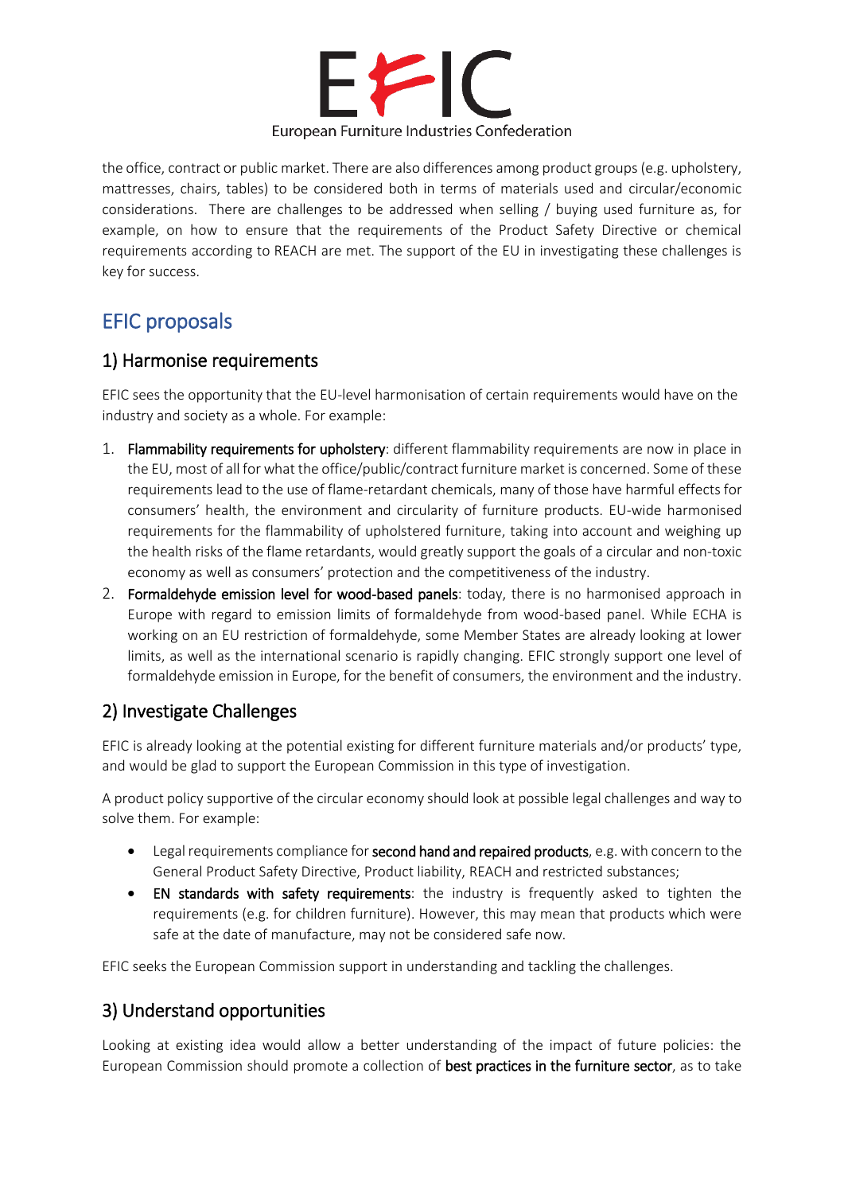the office, contract or public market. There are also differences among product groups (e.g. upholstery, mattresses, chairs, tables) to be considered both in terms of materials used and circular/economic considerations. There are challenges to be addressed when selling / buying used furniture as, for example, on how to ensure that the requirements of the Product Safety Directive or chemical requirements according to REACH are met. The support of the EU in investigating these challenges is key for success.

# EFIC proposals

## 1) Harmonise requirements

EFIC sees the opportunity that the EU-level harmonisation of certain requirements would have on the industry and society as a whole. For example:

1. **Flammability requirements for upholstery**: different flammability requirements are now in place in the EU, most of all for what the office/public/contract furniture market is concerned. Some of these requirements lead to the use of flame-retardant chemicals, many of those have harmful effects for consumers' health, the environment and circularity of furniture products. EU-wide harmonised requirements for the flammability of upholstered furniture, taking into account and weighing up the health risks of the flame retardants, would greatly support the goals of a circular and non-toxic economy as well as consumers' protection and the competitiveness of the industry.
2. **Formaldehyde emission level for wood-based panels**: today, there is no harmonised approach in Europe with regard to emission limits of formaldehyde from wood-based panel. While ECHA is working on an EU restriction of formaldehyde, some Member States are already looking at lower limits, as well as the international scenario is rapidly changing. EFIC strongly support one level of formaldehyde emission in Europe, for the benefit of consumers, the environment and the industry.

## 2) Investigate Challenges

EFIC is already looking at the potential existing for different furniture materials and/or products' type, and would be glad to support the European Commission in this type of investigation.

A product policy supportive of the circular economy should look at possible legal challenges and way to solve them. For example:

- Legal requirements compliance for **second hand and repaired products**, e.g. with concern to the General Product Safety Directive, Product liability, REACH and restricted substances;
- **EN standards with safety requirements**: the industry is frequently asked to tighten the requirements (e.g. for children furniture). However, this may mean that products which were safe at the date of manufacture, may not be considered safe now.

EFIC seeks the European Commission support in understanding and tackling the challenges.

## 3) Understand opportunities

Looking at existing idea would allow a better understanding of the impact of future policies: the European Commission should promote a collection of **best practices in the furniture sector**, as to take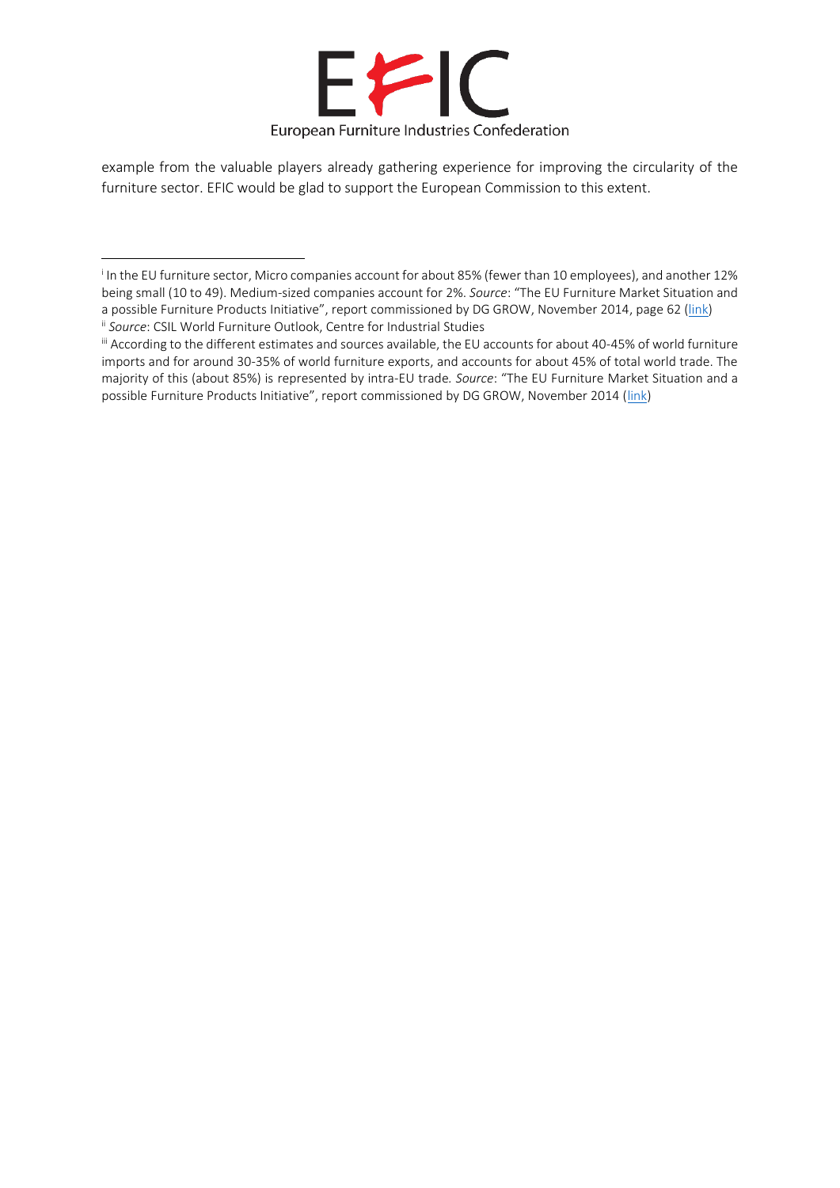example from the valuable players already gathering experience for improving the circularity of the furniture sector. EFIC would be glad to support the European Commission to this extent.

---

[i] In the EU furniture sector, Micro companies account for about 85% (fewer than 10 employees), and another 12% being small (10 to 49). Medium-sized companies account for 2%. *Source*: "The EU Furniture Market Situation and a possible Furniture Products Initiative", report commissioned by DG GROW, November 2014, page 62 (link)

[ii] *Source*: CSIL World Furniture Outlook, Centre for Industrial Studies

[iii] According to the different estimates and sources available, the EU accounts for about 40-45% of world furniture imports and for around 30-35% of world furniture exports, and accounts for about 45% of total world trade. The majority of this (about 85%) is represented by intra-EU trade. *Source*: "The EU Furniture Market Situation and a possible Furniture Products Initiative", report commissioned by DG GROW, November 2014 (link)